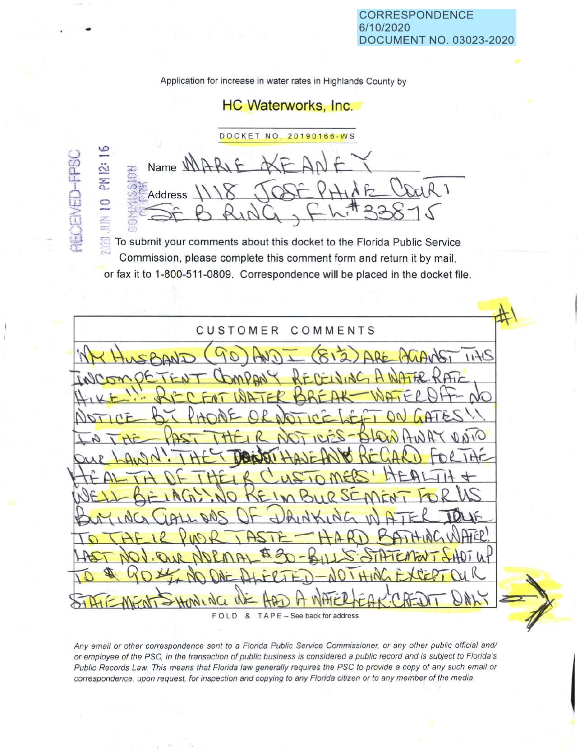CORRESPONDENCE
6/10/2020
DOCUMENT NO. 03023-2020

Application for increase in water rates in Highlands County by

## HC Waterworks, Inc.

DOCKET NO. 20190166-WS

RECEIVED-FPSC 2020 JUN 10 PM 12: 16 COMMISSION CLERK

Name MARIE KEANEY

Address 1118 JOSEPHINE COURT
SEBRING, FL. #33875

To submit your comments about this docket to the Florida Public Service Commission, please complete this comment form and return it by mail, or fax it to 1-800-511-0809. Correspondence will be placed in the docket file.

#1

**CUSTOMER COMMENTS**

MY HUSBAND (90) AND I (81½) ARE AGAINST THIS INCOMPETENT COMPANY RECEIVING A WATER RATE HIKE!! RECENT WATER BREAK—WATER OFF—NO NOTICE BY PHONE OR NOTICE LEFT ON GATES!! IN THE PAST THEIR NOTICES—BLOW AWAY ONTO OUR LAWN! THEY ~~DON'T~~ HAVE ANY REGARD FOR THE HEALTH OF THEIR CUSTOMERS' HEALTH + WELL BEING!! NO REIMBURSEMENT FOR US BUYING GALLONS OF DRINKING WATER DUE TO THEIR POOR TASTE — HARD BATHING WATER! LAST NOV. OUR NORMAL $30- BILLS STATEMENT SHOT UP TO $ 90++ NO ONE ALERTED—NOTHING EXCEPT OUR STATEMENT SHOWING WE HAD A WATER LEAK CREDIT ONLY →

FOLD & TAPE -- See back for address

*Any email or other correspondence sent to a Florida Public Service Commissioner, or any other public official and/or employee of the PSC, in the transaction of public business is considered a public record and is subject to Florida's Public Records Law. This means that Florida law generally requires the PSC to provide a copy of any such email or correspondence, upon request, for inspection and copying to any Florida citizen or to any member of the media.*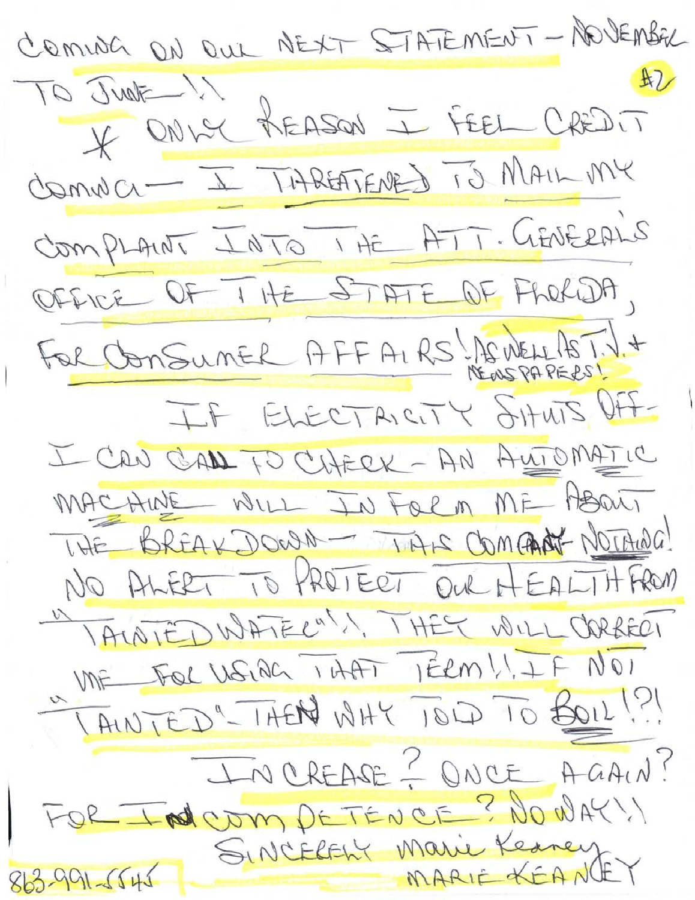COMING ON OUR NEXT STATEMENT – NOVEMBER TO JUNE – !!

#2

* ONLY REASON I FEEL CREDIT COMING – I THREATENED TO MAIL MY COMPLAINT INTO THE ATT. GENERAL'S OFFICE OF THE STATE OF FLORIDA, FOR CONSUMER AFFAIRS! AS WELL AS T.V. + NEWSPAPERS!

IF ELECTRICITY SHUTS OFF – I CAN CALL TO CHECK – AN AUTOMATIC MACHINE WILL INFORM ME ABOUT THE BREAKDOWN – THIS COMPANY – NOTHING! NO ALERT TO PROTECT OUR HEALTH FROM "TAINTED WATER"!! THEY WILL CORRECT ME FOR USING THAT TERM!! IF NOT "TAINTED" – THEN WHY TOLD TO BOIL !?!

INCREASE? ONCE AGAIN? FOR INCOMPETENCE? NO WAY!!

SINCERELY Marie Keaney
MARIE KEANEY

863-991-5545